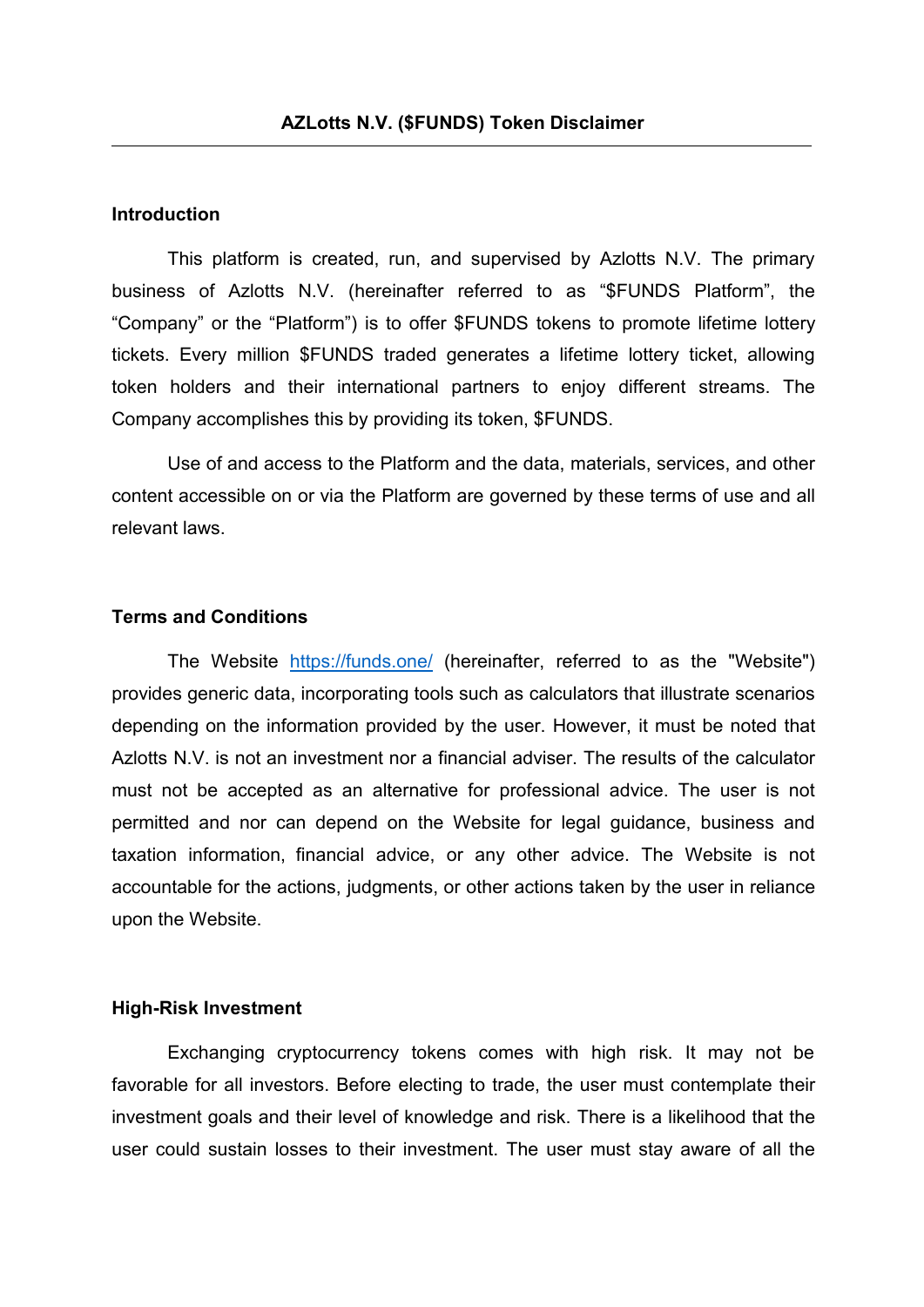# AZLotts N.V. ($FUNDS) Token Disclaimer

## Introduction

This platform is created, run, and supervised by Azlotts N.V. The primary business of Azlotts N.V. (hereinafter referred to as "$FUNDS Platform", the "Company" or the "Platform") is to offer $FUNDS tokens to promote lifetime lottery tickets. Every million $FUNDS traded generates a lifetime lottery ticket, allowing token holders and their international partners to enjoy different streams. The Company accomplishes this by providing its token, $FUNDS.

Use of and access to the Platform and the data, materials, services, and other content accessible on or via the Platform are governed by these terms of use and all relevant laws.

## Terms and Conditions

The Website [https://funds.one/](https://funds.one/) (hereinafter, referred to as the "Website") provides generic data, incorporating tools such as calculators that illustrate scenarios depending on the information provided by the user. However, it must be noted that Azlotts N.V. is not an investment nor a financial adviser. The results of the calculator must not be accepted as an alternative for professional advice. The user is not permitted and nor can depend on the Website for legal guidance, business and taxation information, financial advice, or any other advice. The Website is not accountable for the actions, judgments, or other actions taken by the user in reliance upon the Website.

## High-Risk Investment

Exchanging cryptocurrency tokens comes with high risk. It may not be favorable for all investors. Before electing to trade, the user must contemplate their investment goals and their level of knowledge and risk. There is a likelihood that the user could sustain losses to their investment. The user must stay aware of all the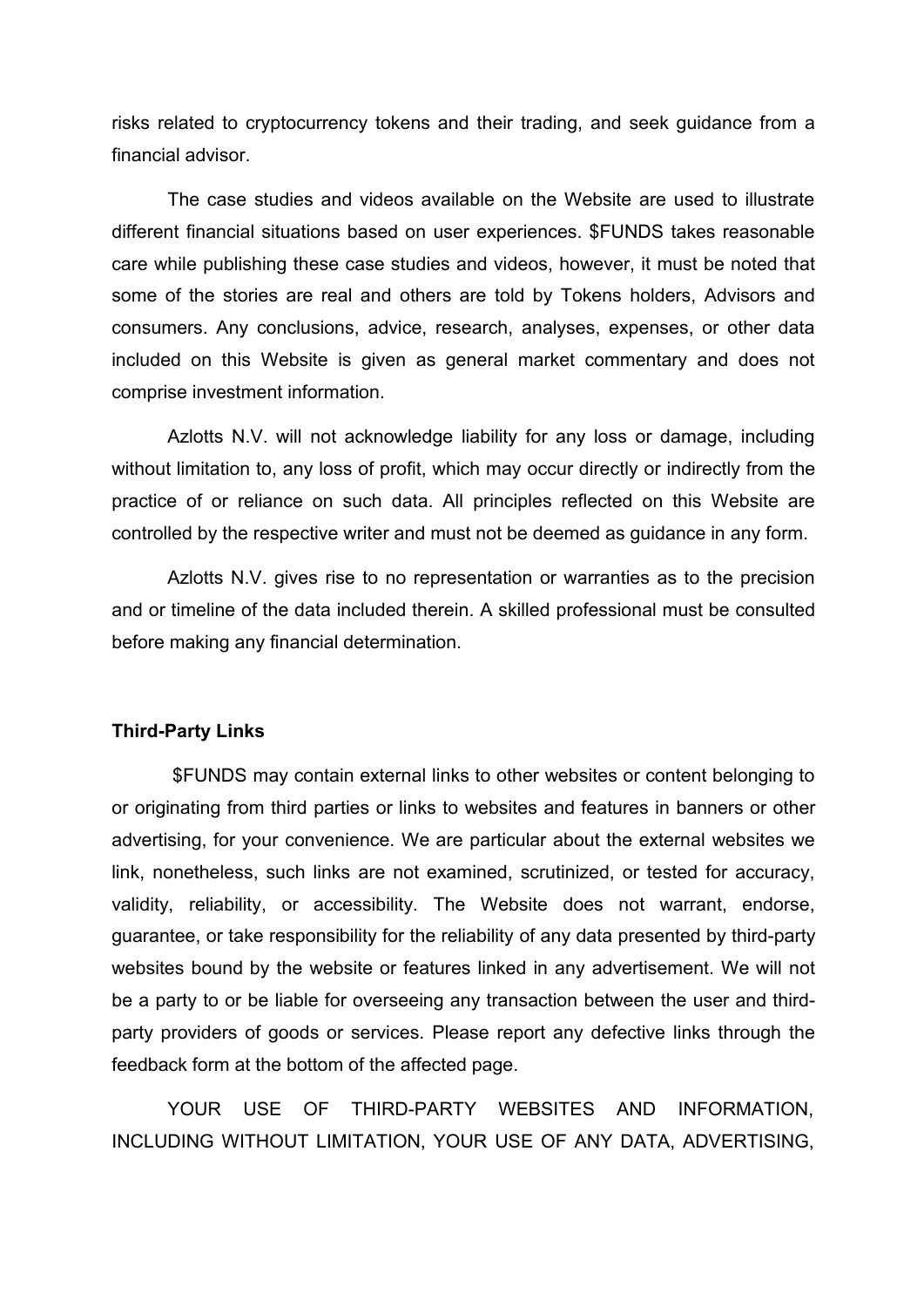risks related to cryptocurrency tokens and their trading, and seek guidance from a financial advisor.

The case studies and videos available on the Website are used to illustrate different financial situations based on user experiences. $FUNDS takes reasonable care while publishing these case studies and videos, however, it must be noted that some of the stories are real and others are told by Tokens holders, Advisors and consumers. Any conclusions, advice, research, analyses, expenses, or other data included on this Website is given as general market commentary and does not comprise investment information.

Azlotts N.V. will not acknowledge liability for any loss or damage, including without limitation to, any loss of profit, which may occur directly or indirectly from the practice of or reliance on such data. All principles reflected on this Website are controlled by the respective writer and must not be deemed as guidance in any form.

Azlotts N.V. gives rise to no representation or warranties as to the precision and or timeline of the data included therein. A skilled professional must be consulted before making any financial determination.

**Third-Party Links**

$FUNDS may contain external links to other websites or content belonging to or originating from third parties or links to websites and features in banners or other advertising, for your convenience. We are particular about the external websites we link, nonetheless, such links are not examined, scrutinized, or tested for accuracy, validity, reliability, or accessibility. The Website does not warrant, endorse, guarantee, or take responsibility for the reliability of any data presented by third-party websites bound by the website or features linked in any advertisement. We will not be a party to or be liable for overseeing any transaction between the user and third-party providers of goods or services. Please report any defective links through the feedback form at the bottom of the affected page.

YOUR USE OF THIRD-PARTY WEBSITES AND INFORMATION, INCLUDING WITHOUT LIMITATION, YOUR USE OF ANY DATA, ADVERTISING,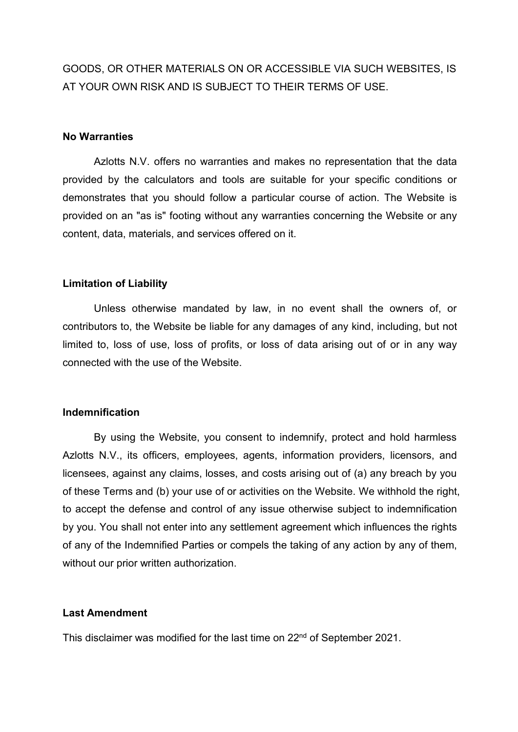GOODS, OR OTHER MATERIALS ON OR ACCESSIBLE VIA SUCH WEBSITES, IS AT YOUR OWN RISK AND IS SUBJECT TO THEIR TERMS OF USE.

**No Warranties**

Azlotts N.V. offers no warranties and makes no representation that the data provided by the calculators and tools are suitable for your specific conditions or demonstrates that you should follow a particular course of action. The Website is provided on an "as is" footing without any warranties concerning the Website or any content, data, materials, and services offered on it.

**Limitation of Liability**

Unless otherwise mandated by law, in no event shall the owners of, or contributors to, the Website be liable for any damages of any kind, including, but not limited to, loss of use, loss of profits, or loss of data arising out of or in any way connected with the use of the Website.

**Indemnification**

By using the Website, you consent to indemnify, protect and hold harmless Azlotts N.V., its officers, employees, agents, information providers, licensors, and licensees, against any claims, losses, and costs arising out of (a) any breach by you of these Terms and (b) your use of or activities on the Website. We withhold the right, to accept the defense and control of any issue otherwise subject to indemnification by you. You shall not enter into any settlement agreement which influences the rights of any of the Indemnified Parties or compels the taking of any action by any of them, without our prior written authorization.

**Last Amendment**

This disclaimer was modified for the last time on 22nd of September 2021.